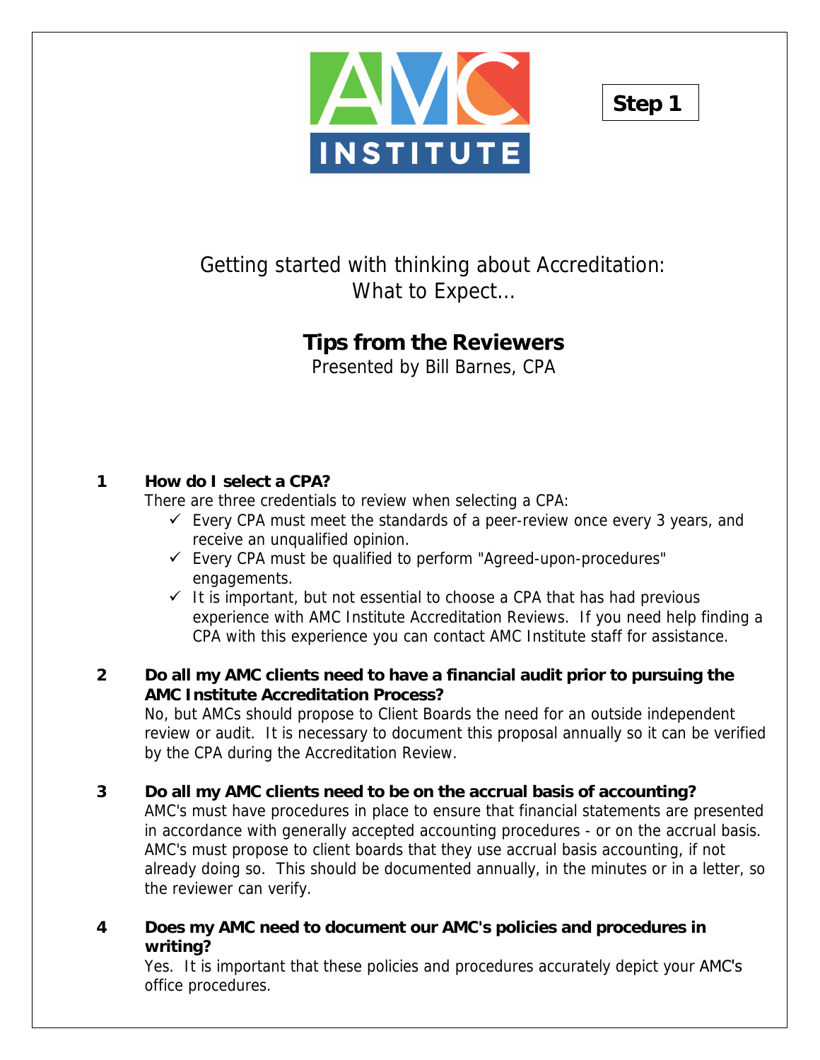AMC INSTITUTE

**Step 1**

Getting started with thinking about Accreditation:
What to Expect...

# Tips from the Reviewers

Presented by Bill Barnes, CPA

**1 How do I select a CPA?**

There are three credentials to review when selecting a CPA:

- ✓ Every CPA must meet the standards of a peer-review once every 3 years, and receive an unqualified opinion.
- ✓ Every CPA must be qualified to perform "Agreed-upon-procedures" engagements.
- ✓ It is important, but not essential to choose a CPA that has had previous experience with AMC Institute Accreditation Reviews. If you need help finding a CPA with this experience you can contact AMC Institute staff for assistance.

**2 Do all my AMC clients need to have a financial audit prior to pursuing the AMC Institute Accreditation Process?**

No, but AMCs should propose to Client Boards the need for an outside independent review or audit. It is necessary to document this proposal annually so it can be verified by the CPA during the Accreditation Review.

**3 Do all my AMC clients need to be on the accrual basis of accounting?**

AMC's must have procedures in place to ensure that financial statements are presented in accordance with generally accepted accounting procedures - or on the accrual basis. AMC's must propose to client boards that they use accrual basis accounting, if not already doing so. This should be documented annually, in the minutes or in a letter, so the reviewer can verify.

**4 Does my AMC need to document our AMC's policies and procedures in writing?**

Yes. It is important that these policies and procedures accurately depict your AMC's office procedures.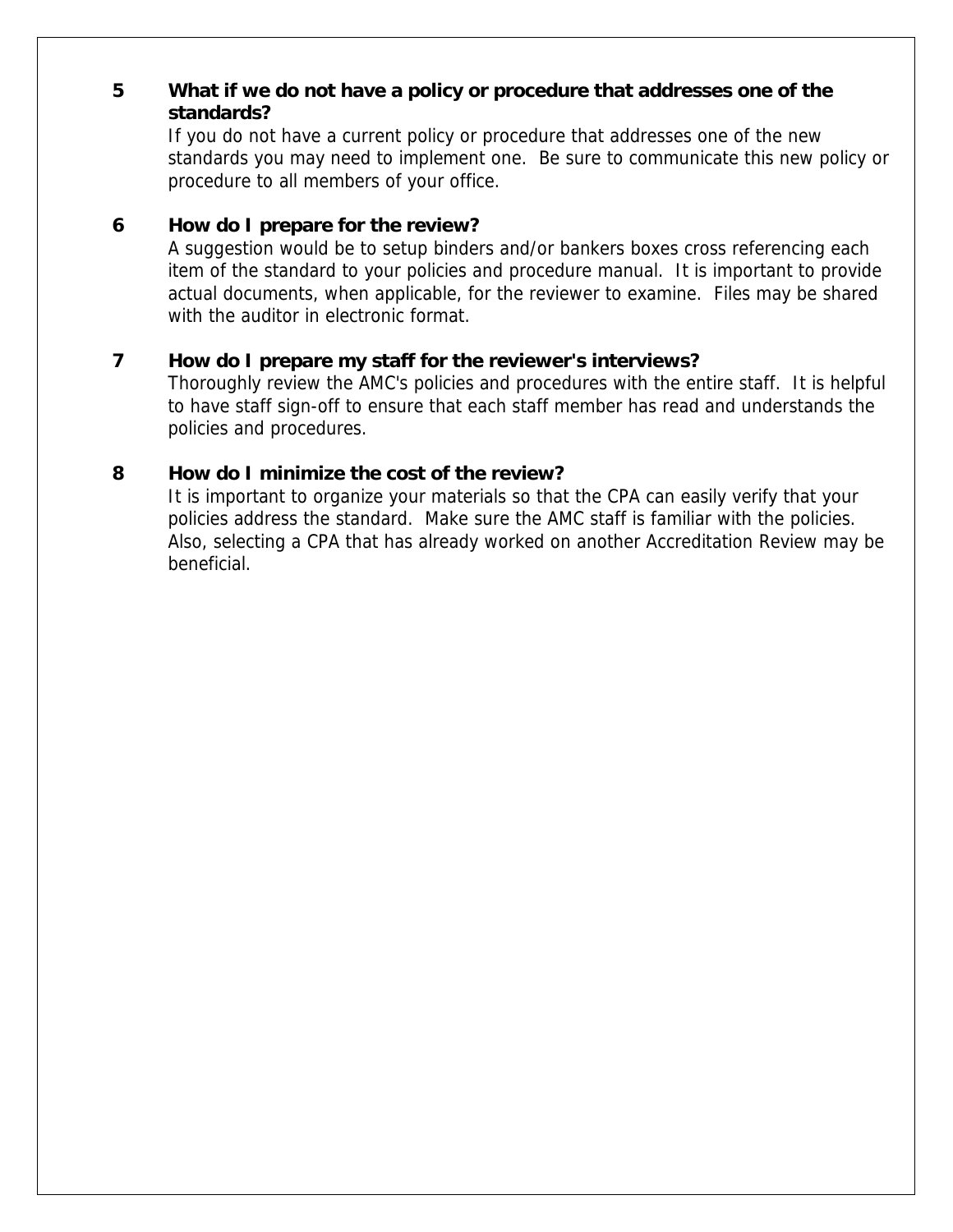**5 What if we do not have a policy or procedure that addresses one of the standards?**

If you do not have a current policy or procedure that addresses one of the new standards you may need to implement one. Be sure to communicate this new policy or procedure to all members of your office.

**6 How do I prepare for the review?**

A suggestion would be to setup binders and/or bankers boxes cross referencing each item of the standard to your policies and procedure manual. It is important to provide actual documents, when applicable, for the reviewer to examine. Files may be shared with the auditor in electronic format.

**7 How do I prepare my staff for the reviewer's interviews?**

Thoroughly review the AMC's policies and procedures with the entire staff. It is helpful to have staff sign-off to ensure that each staff member has read and understands the policies and procedures.

**8 How do I minimize the cost of the review?**

It is important to organize your materials so that the CPA can easily verify that your policies address the standard. Make sure the AMC staff is familiar with the policies. Also, selecting a CPA that has already worked on another Accreditation Review may be beneficial.